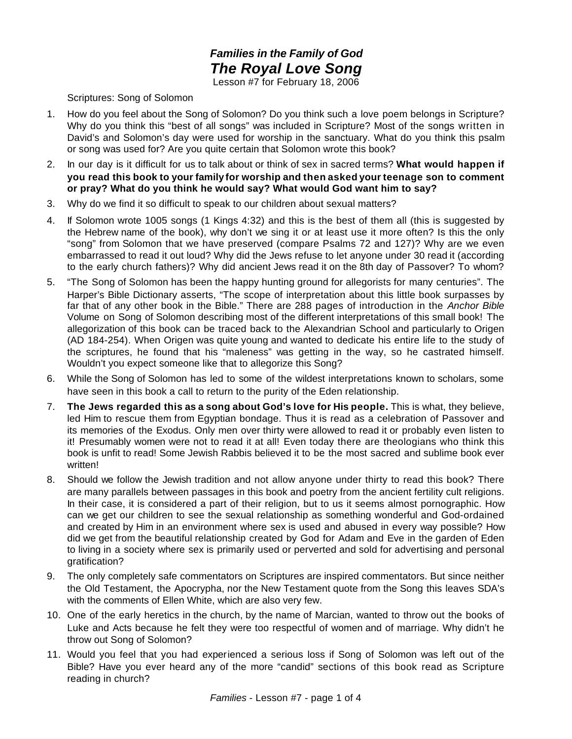# *Families in the Family of God*
## *The Royal Love Song*

Lesson #7 for February 18, 2006

Scriptures: Song of Solomon

1. How do you feel about the Song of Solomon? Do you think such a love poem belongs in Scripture? Why do you think this "best of all songs" was included in Scripture? Most of the songs written in David's and Solomon's day were used for worship in the sanctuary. What do you think this psalm or song was used for? Are you quite certain that Solomon wrote this book?
2. In our day is it difficult for us to talk about or think of sex in sacred terms? **What would happen if you read this book to your family for worship and then asked your teenage son to comment or pray? What do you think he would say? What would God want him to say?**
3. Why do we find it so difficult to speak to our children about sexual matters?
4. If Solomon wrote 1005 songs (1 Kings 4:32) and this is the best of them all (this is suggested by the Hebrew name of the book), why don't we sing it or at least use it more often? Is this the only "song" from Solomon that we have preserved (compare Psalms 72 and 127)? Why are we even embarrassed to read it out loud? Why did the Jews refuse to let anyone under 30 read it (according to the early church fathers)? Why did ancient Jews read it on the 8th day of Passover? To whom?
5. "The Song of Solomon has been the happy hunting ground for allegorists for many centuries". The Harper's Bible Dictionary asserts, "The scope of interpretation about this little book surpasses by far that of any other book in the Bible." There are 288 pages of introduction in the *Anchor Bible* Volume on Song of Solomon describing most of the different interpretations of this small book! The allegorization of this book can be traced back to the Alexandrian School and particularly to Origen (AD 184-254). When Origen was quite young and wanted to dedicate his entire life to the study of the scriptures, he found that his "maleness" was getting in the way, so he castrated himself. Wouldn't you expect someone like that to allegorize this Song?
6. While the Song of Solomon has led to some of the wildest interpretations known to scholars, some have seen in this book a call to return to the purity of the Eden relationship.
7. **The Jews regarded this as a song about God's love for His people.** This is what, they believe, led Him to rescue them from Egyptian bondage. Thus it is read as a celebration of Passover and its memories of the Exodus. Only men over thirty were allowed to read it or probably even listen to it! Presumably women were not to read it at all! Even today there are theologians who think this book is unfit to read! Some Jewish Rabbis believed it to be the most sacred and sublime book ever written!
8. Should we follow the Jewish tradition and not allow anyone under thirty to read this book? There are many parallels between passages in this book and poetry from the ancient fertility cult religions. In their case, it is considered a part of their religion, but to us it seems almost pornographic. How can we get our children to see the sexual relationship as something wonderful and God-ordained and created by Him in an environment where sex is used and abused in every way possible? How did we get from the beautiful relationship created by God for Adam and Eve in the garden of Eden to living in a society where sex is primarily used or perverted and sold for advertising and personal gratification?
9. The only completely safe commentators on Scriptures are inspired commentators. But since neither the Old Testament, the Apocrypha, nor the New Testament quote from the Song this leaves SDA's with the comments of Ellen White, which are also very few.
10. One of the early heretics in the church, by the name of Marcian, wanted to throw out the books of Luke and Acts because he felt they were too respectful of women and of marriage. Why didn't he throw out Song of Solomon?
11. Would you feel that you had experienced a serious loss if Song of Solomon was left out of the Bible? Have you ever heard any of the more "candid" sections of this book read as Scripture reading in church?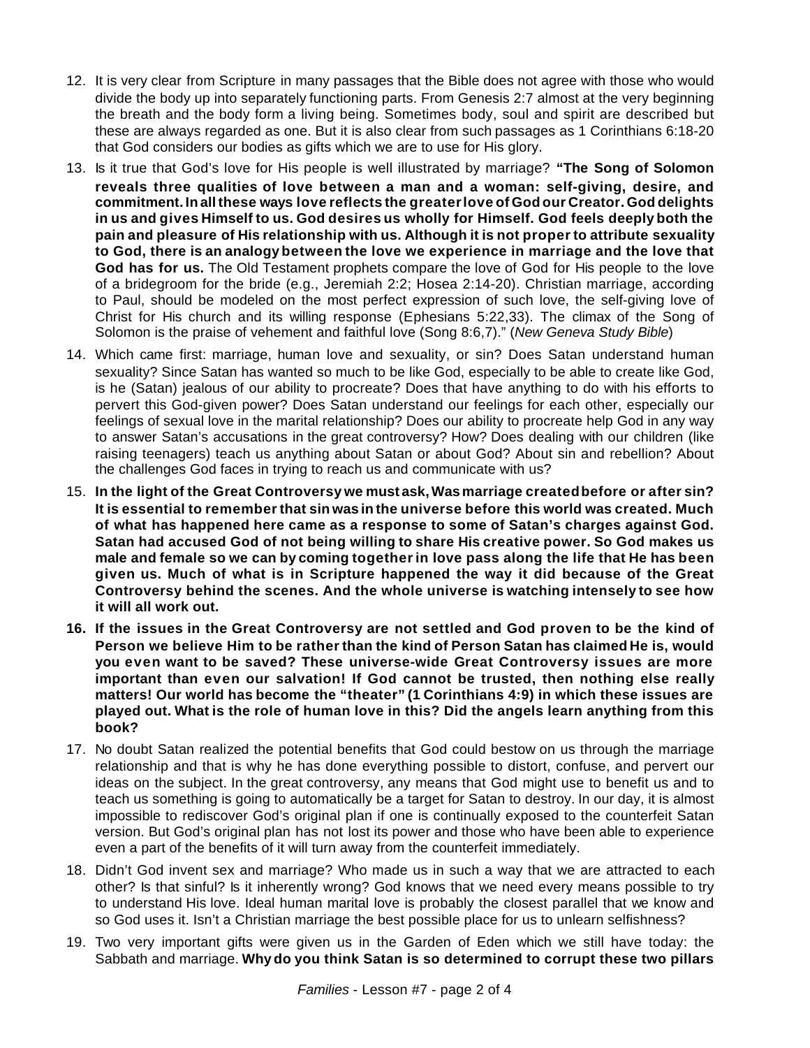12. It is very clear from Scripture in many passages that the Bible does not agree with those who would divide the body up into separately functioning parts. From Genesis 2:7 almost at the very beginning the breath and the body form a living being. Sometimes body, soul and spirit are described but these are always regarded as one. But it is also clear from such passages as 1 Corinthians 6:18-20 that God considers our bodies as gifts which we are to use for His glory.

13. Is it true that God's love for His people is well illustrated by marriage? **"The Song of Solomon reveals three qualities of love between a man and a woman: self-giving, desire, and commitment. In all these ways love reflects the greater love of God our Creator. God delights in us and gives Himself to us. God desires us wholly for Himself. God feels deeply both the pain and pleasure of His relationship with us. Although it is not proper to attribute sexuality to God, there is an analogy between the love we experience in marriage and the love that God has for us.** The Old Testament prophets compare the love of God for His people to the love of a bridegroom for the bride (e.g., Jeremiah 2:2; Hosea 2:14-20). Christian marriage, according to Paul, should be modeled on the most perfect expression of such love, the self-giving love of Christ for His church and its willing response (Ephesians 5:22,33). The climax of the Song of Solomon is the praise of vehement and faithful love (Song 8:6,7)." (*New Geneva Study Bible*)

14. Which came first: marriage, human love and sexuality, or sin? Does Satan understand human sexuality? Since Satan has wanted so much to be like God, especially to be able to create like God, is he (Satan) jealous of our ability to procreate? Does that have anything to do with his efforts to pervert this God-given power? Does Satan understand our feelings for each other, especially our feelings of sexual love in the marital relationship? Does our ability to procreate help God in any way to answer Satan's accusations in the great controversy? How? Does dealing with our children (like raising teenagers) teach us anything about Satan or about God? About sin and rebellion? About the challenges God faces in trying to reach us and communicate with us?

15. **In the light of the Great Controversy we must ask, Was marriage created before or after sin? It is essential to remember that sin was in the universe before this world was created. Much of what has happened here came as a response to some of Satan's charges against God. Satan had accused God of not being willing to share His creative power. So God makes us male and female so we can by coming together in love pass along the life that He has been given us. Much of what is in Scripture happened the way it did because of the Great Controversy behind the scenes. And the whole universe is watching intensely to see how it will all work out.**

16. **If the issues in the Great Controversy are not settled and God proven to be the kind of Person we believe Him to be rather than the kind of Person Satan has claimed He is, would you even want to be saved? These universe-wide Great Controversy issues are more important than even our salvation! If God cannot be trusted, then nothing else really matters! Our world has become the "theater" (1 Corinthians 4:9) in which these issues are played out. What is the role of human love in this? Did the angels learn anything from this book?**

17. No doubt Satan realized the potential benefits that God could bestow on us through the marriage relationship and that is why he has done everything possible to distort, confuse, and pervert our ideas on the subject. In the great controversy, any means that God might use to benefit us and to teach us something is going to automatically be a target for Satan to destroy. In our day, it is almost impossible to rediscover God's original plan if one is continually exposed to the counterfeit Satan version. But God's original plan has not lost its power and those who have been able to experience even a part of the benefits of it will turn away from the counterfeit immediately.

18. Didn't God invent sex and marriage? Who made us in such a way that we are attracted to each other? Is that sinful? Is it inherently wrong? God knows that we need every means possible to try to understand His love. Ideal human marital love is probably the closest parallel that we know and so God uses it. Isn't a Christian marriage the best possible place for us to unlearn selfishness?

19. Two very important gifts were given us in the Garden of Eden which we still have today: the Sabbath and marriage. **Why do you think Satan is so determined to corrupt these two pillars**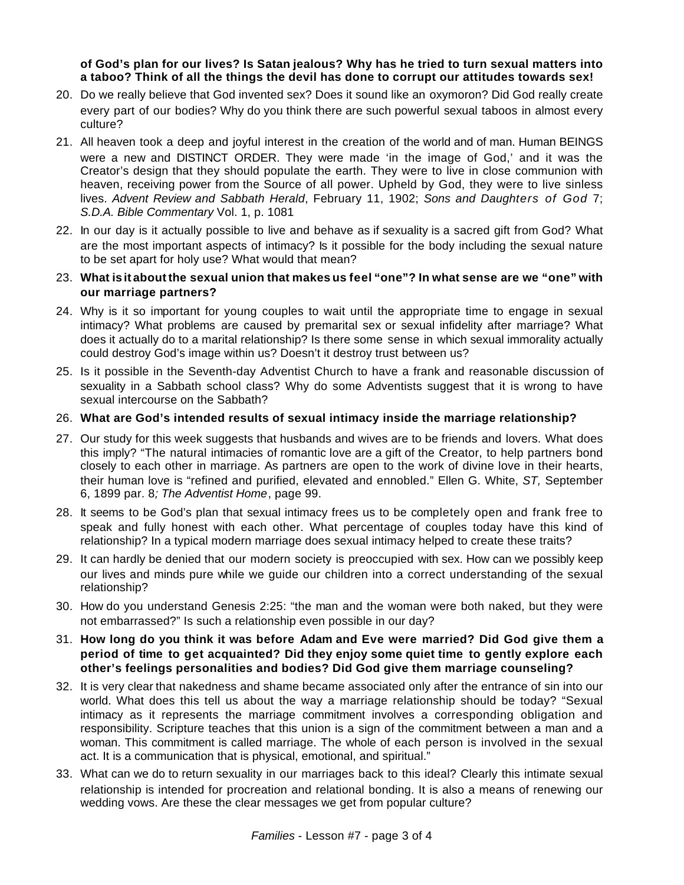**of God's plan for our lives? Is Satan jealous? Why has he tried to turn sexual matters into a taboo? Think of all the things the devil has done to corrupt our attitudes towards sex!**

20. Do we really believe that God invented sex? Does it sound like an oxymoron? Did God really create every part of our bodies? Why do you think there are such powerful sexual taboos in almost every culture?

21. All heaven took a deep and joyful interest in the creation of the world and of man. Human BEINGS were a new and DISTINCT ORDER. They were made 'in the image of God,' and it was the Creator's design that they should populate the earth. They were to live in close communion with heaven, receiving power from the Source of all power. Upheld by God, they were to live sinless lives. *Advent Review and Sabbath Herald*, February 11, 1902; *Sons and Daughters of God* 7; *S.D.A. Bible Commentary* Vol. 1, p. 1081

22. In our day is it actually possible to live and behave as if sexuality is a sacred gift from God? What are the most important aspects of intimacy? Is it possible for the body including the sexual nature to be set apart for holy use? What would that mean?

23. **What is it about the sexual union that makes us feel "one"? In what sense are we "one" with our marriage partners?**

24. Why is it so important for young couples to wait until the appropriate time to engage in sexual intimacy? What problems are caused by premarital sex or sexual infidelity after marriage? What does it actually do to a marital relationship? Is there some sense in which sexual immorality actually could destroy God's image within us? Doesn't it destroy trust between us?

25. Is it possible in the Seventh-day Adventist Church to have a frank and reasonable discussion of sexuality in a Sabbath school class? Why do some Adventists suggest that it is wrong to have sexual intercourse on the Sabbath?

26. **What are God's intended results of sexual intimacy inside the marriage relationship?**

27. Our study for this week suggests that husbands and wives are to be friends and lovers. What does this imply? "The natural intimacies of romantic love are a gift of the Creator, to help partners bond closely to each other in marriage. As partners are open to the work of divine love in their hearts, their human love is "refined and purified, elevated and ennobled." Ellen G. White, *ST,* September 6, 1899 par. 8*; The Adventist Home*, page 99.

28. It seems to be God's plan that sexual intimacy frees us to be completely open and frank free to speak and fully honest with each other. What percentage of couples today have this kind of relationship? In a typical modern marriage does sexual intimacy helped to create these traits?

29. It can hardly be denied that our modern society is preoccupied with sex. How can we possibly keep our lives and minds pure while we guide our children into a correct understanding of the sexual relationship?

30. How do you understand Genesis 2:25: "the man and the woman were both naked, but they were not embarrassed?" Is such a relationship even possible in our day?

31. **How long do you think it was before Adam and Eve were married? Did God give them a period of time to get acquainted? Did they enjoy some quiet time to gently explore each other's feelings personalities and bodies? Did God give them marriage counseling?**

32. It is very clear that nakedness and shame became associated only after the entrance of sin into our world. What does this tell us about the way a marriage relationship should be today? "Sexual intimacy as it represents the marriage commitment involves a corresponding obligation and responsibility. Scripture teaches that this union is a sign of the commitment between a man and a woman. This commitment is called marriage. The whole of each person is involved in the sexual act. It is a communication that is physical, emotional, and spiritual."

33. What can we do to return sexuality in our marriages back to this ideal? Clearly this intimate sexual relationship is intended for procreation and relational bonding. It is also a means of renewing our wedding vows. Are these the clear messages we get from popular culture?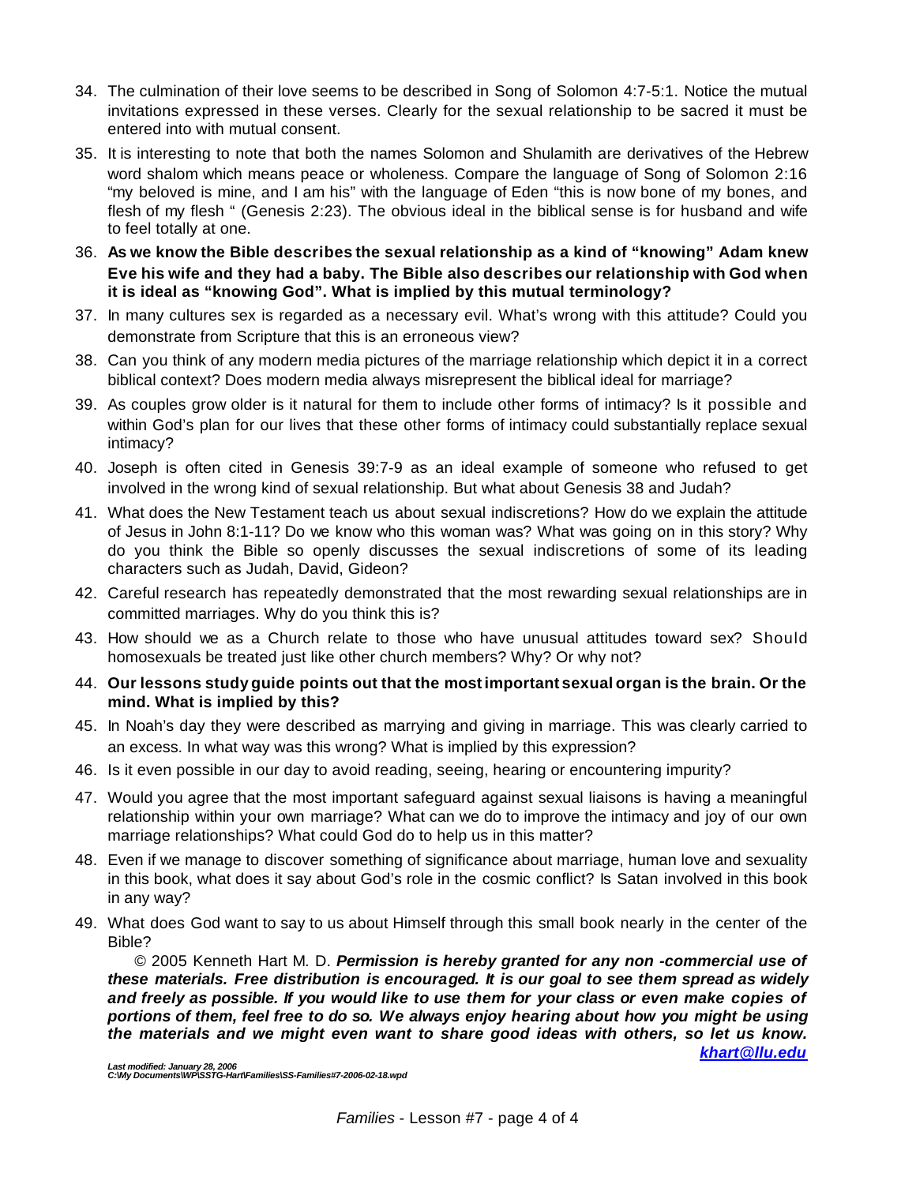34. The culmination of their love seems to be described in Song of Solomon 4:7-5:1. Notice the mutual invitations expressed in these verses. Clearly for the sexual relationship to be sacred it must be entered into with mutual consent.
35. It is interesting to note that both the names Solomon and Shulamith are derivatives of the Hebrew word shalom which means peace or wholeness. Compare the language of Song of Solomon 2:16 "my beloved is mine, and I am his" with the language of Eden "this is now bone of my bones, and flesh of my flesh " (Genesis 2:23). The obvious ideal in the biblical sense is for husband and wife to feel totally at one.
36. **As we know the Bible describes the sexual relationship as a kind of "knowing" Adam knew Eve his wife and they had a baby. The Bible also describes our relationship with God when it is ideal as "knowing God". What is implied by this mutual terminology?**
37. In many cultures sex is regarded as a necessary evil. What's wrong with this attitude? Could you demonstrate from Scripture that this is an erroneous view?
38. Can you think of any modern media pictures of the marriage relationship which depict it in a correct biblical context? Does modern media always misrepresent the biblical ideal for marriage?
39. As couples grow older is it natural for them to include other forms of intimacy? Is it possible and within God's plan for our lives that these other forms of intimacy could substantially replace sexual intimacy?
40. Joseph is often cited in Genesis 39:7-9 as an ideal example of someone who refused to get involved in the wrong kind of sexual relationship. But what about Genesis 38 and Judah?
41. What does the New Testament teach us about sexual indiscretions? How do we explain the attitude of Jesus in John 8:1-11? Do we know who this woman was? What was going on in this story? Why do you think the Bible so openly discusses the sexual indiscretions of some of its leading characters such as Judah, David, Gideon?
42. Careful research has repeatedly demonstrated that the most rewarding sexual relationships are in committed marriages. Why do you think this is?
43. How should we as a Church relate to those who have unusual attitudes toward sex? Should homosexuals be treated just like other church members? Why? Or why not?
44. **Our lessons study guide points out that the most important sexual organ is the brain. Or the mind. What is implied by this?**
45. In Noah's day they were described as marrying and giving in marriage. This was clearly carried to an excess. In what way was this wrong? What is implied by this expression?
46. Is it even possible in our day to avoid reading, seeing, hearing or encountering impurity?
47. Would you agree that the most important safeguard against sexual liaisons is having a meaningful relationship within your own marriage? What can we do to improve the intimacy and joy of our own marriage relationships? What could God do to help us in this matter?
48. Even if we manage to discover something of significance about marriage, human love and sexuality in this book, what does it say about God's role in the cosmic conflict? Is Satan involved in this book in any way?
49. What does God want to say to us about Himself through this small book nearly in the center of the Bible?

© 2005 Kenneth Hart M. D. ***Permission is hereby granted for any non -commercial use of these materials. Free distribution is encouraged. It is our goal to see them spread as widely and freely as possible. If you would like to use them for your class or even make copies of portions of them, feel free to do so. We always enjoy hearing about how you might be using the materials and we might even want to share good ideas with others, so let us know.*** ***khart@llu.edu***

***Last modified: January 28, 2006***
***C:\My Documents\WP\SSTG-Hart\Families\SS-Families#7-2006-02-18.wpd***